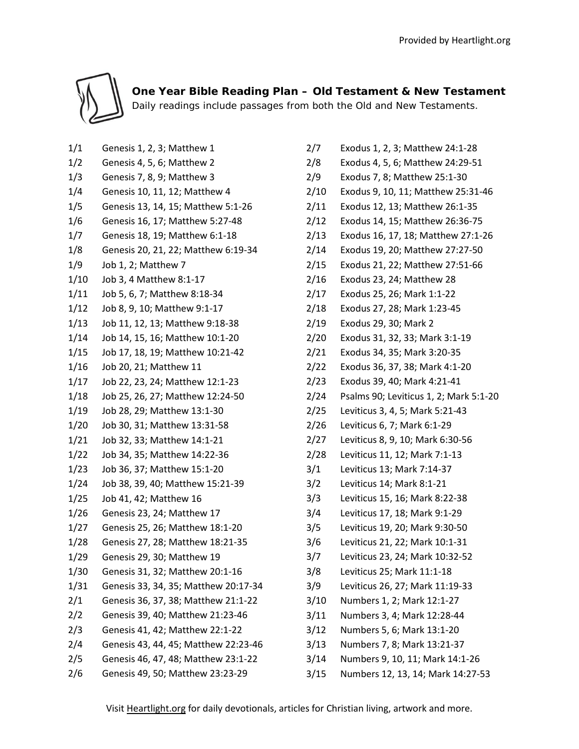# One Year Bible Reading Plan – Old Testament & New Testament

Daily readings include passages from both the Old and New Testaments.

| Date | Reading |
|---|---|
| 1/1 | Genesis 1, 2, 3; Matthew 1 |
| 1/2 | Genesis 4, 5, 6; Matthew 2 |
| 1/3 | Genesis 7, 8, 9; Matthew 3 |
| 1/4 | Genesis 10, 11, 12; Matthew 4 |
| 1/5 | Genesis 13, 14, 15; Matthew 5:1-26 |
| 1/6 | Genesis 16, 17; Matthew 5:27-48 |
| 1/7 | Genesis 18, 19; Matthew 6:1-18 |
| 1/8 | Genesis 20, 21, 22; Matthew 6:19-34 |
| 1/9 | Job 1, 2; Matthew 7 |
| 1/10 | Job 3, 4 Matthew 8:1-17 |
| 1/11 | Job 5, 6, 7; Matthew 8:18-34 |
| 1/12 | Job 8, 9, 10; Matthew 9:1-17 |
| 1/13 | Job 11, 12, 13; Matthew 9:18-38 |
| 1/14 | Job 14, 15, 16; Matthew 10:1-20 |
| 1/15 | Job 17, 18, 19; Matthew 10:21-42 |
| 1/16 | Job 20, 21; Matthew 11 |
| 1/17 | Job 22, 23, 24; Matthew 12:1-23 |
| 1/18 | Job 25, 26, 27; Matthew 12:24-50 |
| 1/19 | Job 28, 29; Matthew 13:1-30 |
| 1/20 | Job 30, 31; Matthew 13:31-58 |
| 1/21 | Job 32, 33; Matthew 14:1-21 |
| 1/22 | Job 34, 35; Matthew 14:22-36 |
| 1/23 | Job 36, 37; Matthew 15:1-20 |
| 1/24 | Job 38, 39, 40; Matthew 15:21-39 |
| 1/25 | Job 41, 42; Matthew 16 |
| 1/26 | Genesis 23, 24; Matthew 17 |
| 1/27 | Genesis 25, 26; Matthew 18:1-20 |
| 1/28 | Genesis 27, 28; Matthew 18:21-35 |
| 1/29 | Genesis 29, 30; Matthew 19 |
| 1/30 | Genesis 31, 32; Matthew 20:1-16 |
| 1/31 | Genesis 33, 34, 35; Matthew 20:17-34 |
| 2/1 | Genesis 36, 37, 38; Matthew 21:1-22 |
| 2/2 | Genesis 39, 40; Matthew 21:23-46 |
| 2/3 | Genesis 41, 42; Matthew 22:1-22 |
| 2/4 | Genesis 43, 44, 45; Matthew 22:23-46 |
| 2/5 | Genesis 46, 47, 48; Matthew 23:1-22 |
| 2/6 | Genesis 49, 50; Matthew 23:23-29 |
| 2/7 | Exodus 1, 2, 3; Matthew 24:1-28 |
| 2/8 | Exodus 4, 5, 6; Matthew 24:29-51 |
| 2/9 | Exodus 7, 8; Matthew 25:1-30 |
| 2/10 | Exodus 9, 10, 11; Matthew 25:31-46 |
| 2/11 | Exodus 12, 13; Matthew 26:1-35 |
| 2/12 | Exodus 14, 15; Matthew 26:36-75 |
| 2/13 | Exodus 16, 17, 18; Matthew 27:1-26 |
| 2/14 | Exodus 19, 20; Matthew 27:27-50 |
| 2/15 | Exodus 21, 22; Matthew 27:51-66 |
| 2/16 | Exodus 23, 24; Matthew 28 |
| 2/17 | Exodus 25, 26; Mark 1:1-22 |
| 2/18 | Exodus 27, 28; Mark 1:23-45 |
| 2/19 | Exodus 29, 30; Mark 2 |
| 2/20 | Exodus 31, 32, 33; Mark 3:1-19 |
| 2/21 | Exodus 34, 35; Mark 3:20-35 |
| 2/22 | Exodus 36, 37, 38; Mark 4:1-20 |
| 2/23 | Exodus 39, 40; Mark 4:21-41 |
| 2/24 | Psalms 90; Leviticus 1, 2; Mark 5:1-20 |
| 2/25 | Leviticus 3, 4, 5; Mark 5:21-43 |
| 2/26 | Leviticus 6, 7; Mark 6:1-29 |
| 2/27 | Leviticus 8, 9, 10; Mark 6:30-56 |
| 2/28 | Leviticus 11, 12; Mark 7:1-13 |
| 3/1 | Leviticus 13; Mark 7:14-37 |
| 3/2 | Leviticus 14; Mark 8:1-21 |
| 3/3 | Leviticus 15, 16; Mark 8:22-38 |
| 3/4 | Leviticus 17, 18; Mark 9:1-29 |
| 3/5 | Leviticus 19, 20; Mark 9:30-50 |
| 3/6 | Leviticus 21, 22; Mark 10:1-31 |
| 3/7 | Leviticus 23, 24; Mark 10:32-52 |
| 3/8 | Leviticus 25; Mark 11:1-18 |
| 3/9 | Leviticus 26, 27; Mark 11:19-33 |
| 3/10 | Numbers 1, 2; Mark 12:1-27 |
| 3/11 | Numbers 3, 4; Mark 12:28-44 |
| 3/12 | Numbers 5, 6; Mark 13:1-20 |
| 3/13 | Numbers 7, 8; Mark 13:21-37 |
| 3/14 | Numbers 9, 10, 11; Mark 14:1-26 |
| 3/15 | Numbers 12, 13, 14; Mark 14:27-53 |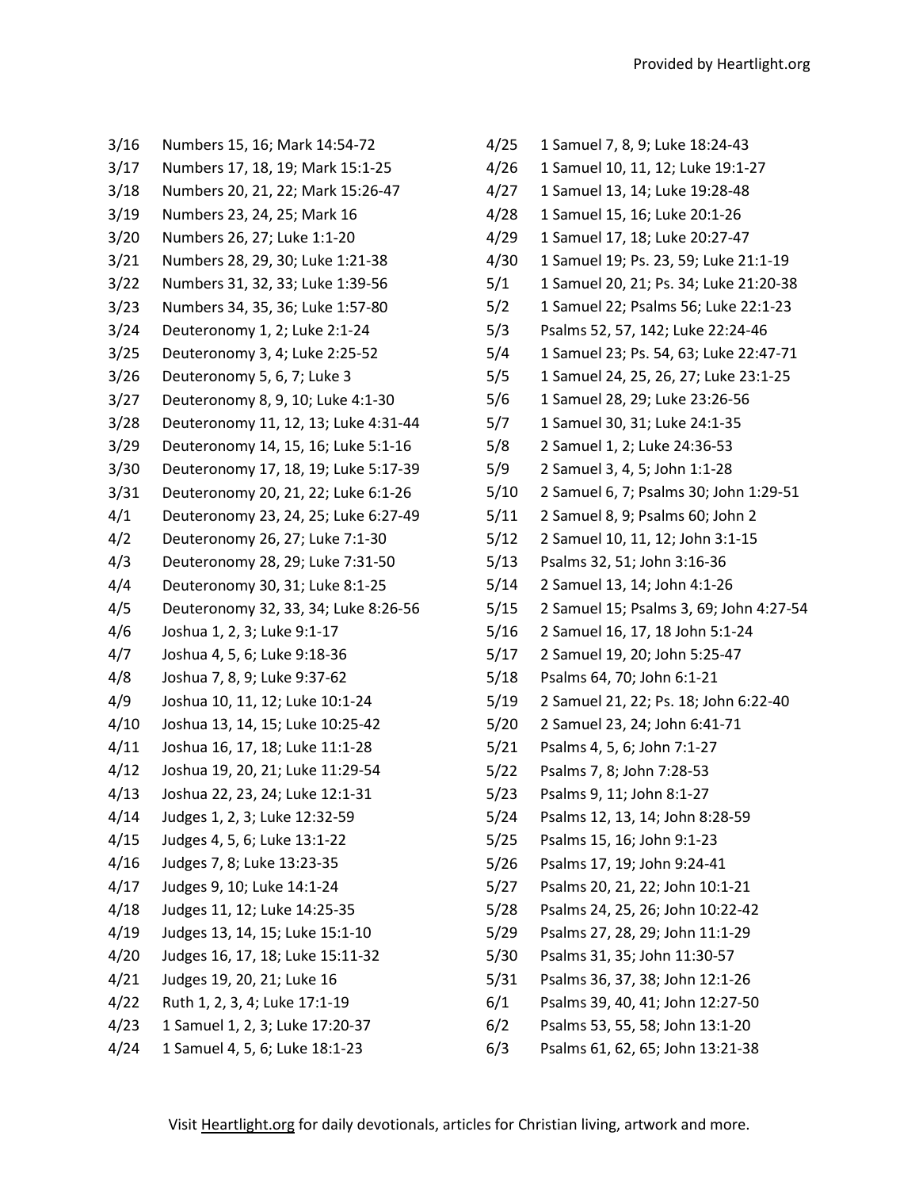| Date | Reading |
|---|---|
| 3/16 | Numbers 15, 16; Mark 14:54-72 |
| 3/17 | Numbers 17, 18, 19; Mark 15:1-25 |
| 3/18 | Numbers 20, 21, 22; Mark 15:26-47 |
| 3/19 | Numbers 23, 24, 25; Mark 16 |
| 3/20 | Numbers 26, 27; Luke 1:1-20 |
| 3/21 | Numbers 28, 29, 30; Luke 1:21-38 |
| 3/22 | Numbers 31, 32, 33; Luke 1:39-56 |
| 3/23 | Numbers 34, 35, 36; Luke 1:57-80 |
| 3/24 | Deuteronomy 1, 2; Luke 2:1-24 |
| 3/25 | Deuteronomy 3, 4; Luke 2:25-52 |
| 3/26 | Deuteronomy 5, 6, 7; Luke 3 |
| 3/27 | Deuteronomy 8, 9, 10; Luke 4:1-30 |
| 3/28 | Deuteronomy 11, 12, 13; Luke 4:31-44 |
| 3/29 | Deuteronomy 14, 15, 16; Luke 5:1-16 |
| 3/30 | Deuteronomy 17, 18, 19; Luke 5:17-39 |
| 3/31 | Deuteronomy 20, 21, 22; Luke 6:1-26 |
| 4/1 | Deuteronomy 23, 24, 25; Luke 6:27-49 |
| 4/2 | Deuteronomy 26, 27; Luke 7:1-30 |
| 4/3 | Deuteronomy 28, 29; Luke 7:31-50 |
| 4/4 | Deuteronomy 30, 31; Luke 8:1-25 |
| 4/5 | Deuteronomy 32, 33, 34; Luke 8:26-56 |
| 4/6 | Joshua 1, 2, 3; Luke 9:1-17 |
| 4/7 | Joshua 4, 5, 6; Luke 9:18-36 |
| 4/8 | Joshua 7, 8, 9; Luke 9:37-62 |
| 4/9 | Joshua 10, 11, 12; Luke 10:1-24 |
| 4/10 | Joshua 13, 14, 15; Luke 10:25-42 |
| 4/11 | Joshua 16, 17, 18; Luke 11:1-28 |
| 4/12 | Joshua 19, 20, 21; Luke 11:29-54 |
| 4/13 | Joshua 22, 23, 24; Luke 12:1-31 |
| 4/14 | Judges 1, 2, 3; Luke 12:32-59 |
| 4/15 | Judges 4, 5, 6; Luke 13:1-22 |
| 4/16 | Judges 7, 8; Luke 13:23-35 |
| 4/17 | Judges 9, 10; Luke 14:1-24 |
| 4/18 | Judges 11, 12; Luke 14:25-35 |
| 4/19 | Judges 13, 14, 15; Luke 15:1-10 |
| 4/20 | Judges 16, 17, 18; Luke 15:11-32 |
| 4/21 | Judges 19, 20, 21; Luke 16 |
| 4/22 | Ruth 1, 2, 3, 4; Luke 17:1-19 |
| 4/23 | 1 Samuel 1, 2, 3; Luke 17:20-37 |
| 4/24 | 1 Samuel 4, 5, 6; Luke 18:1-23 |
| 4/25 | 1 Samuel 7, 8, 9; Luke 18:24-43 |
| 4/26 | 1 Samuel 10, 11, 12; Luke 19:1-27 |
| 4/27 | 1 Samuel 13, 14; Luke 19:28-48 |
| 4/28 | 1 Samuel 15, 16; Luke 20:1-26 |
| 4/29 | 1 Samuel 17, 18; Luke 20:27-47 |
| 4/30 | 1 Samuel 19; Ps. 23, 59; Luke 21:1-19 |
| 5/1 | 1 Samuel 20, 21; Ps. 34; Luke 21:20-38 |
| 5/2 | 1 Samuel 22; Psalms 56; Luke 22:1-23 |
| 5/3 | Psalms 52, 57, 142; Luke 22:24-46 |
| 5/4 | 1 Samuel 23; Ps. 54, 63; Luke 22:47-71 |
| 5/5 | 1 Samuel 24, 25, 26, 27; Luke 23:1-25 |
| 5/6 | 1 Samuel 28, 29; Luke 23:26-56 |
| 5/7 | 1 Samuel 30, 31; Luke 24:1-35 |
| 5/8 | 2 Samuel 1, 2; Luke 24:36-53 |
| 5/9 | 2 Samuel 3, 4, 5; John 1:1-28 |
| 5/10 | 2 Samuel 6, 7; Psalms 30; John 1:29-51 |
| 5/11 | 2 Samuel 8, 9; Psalms 60; John 2 |
| 5/12 | 2 Samuel 10, 11, 12; John 3:1-15 |
| 5/13 | Psalms 32, 51; John 3:16-36 |
| 5/14 | 2 Samuel 13, 14; John 4:1-26 |
| 5/15 | 2 Samuel 15; Psalms 3, 69; John 4:27-54 |
| 5/16 | 2 Samuel 16, 17, 18 John 5:1-24 |
| 5/17 | 2 Samuel 19, 20; John 5:25-47 |
| 5/18 | Psalms 64, 70; John 6:1-21 |
| 5/19 | 2 Samuel 21, 22; Ps. 18; John 6:22-40 |
| 5/20 | 2 Samuel 23, 24; John 6:41-71 |
| 5/21 | Psalms 4, 5, 6; John 7:1-27 |
| 5/22 | Psalms 7, 8; John 7:28-53 |
| 5/23 | Psalms 9, 11; John 8:1-27 |
| 5/24 | Psalms 12, 13, 14; John 8:28-59 |
| 5/25 | Psalms 15, 16; John 9:1-23 |
| 5/26 | Psalms 17, 19; John 9:24-41 |
| 5/27 | Psalms 20, 21, 22; John 10:1-21 |
| 5/28 | Psalms 24, 25, 26; John 10:22-42 |
| 5/29 | Psalms 27, 28, 29; John 11:1-29 |
| 5/30 | Psalms 31, 35; John 11:30-57 |
| 5/31 | Psalms 36, 37, 38; John 12:1-26 |
| 6/1 | Psalms 39, 40, 41; John 12:27-50 |
| 6/2 | Psalms 53, 55, 58; John 13:1-20 |
| 6/3 | Psalms 61, 62, 65; John 13:21-38 |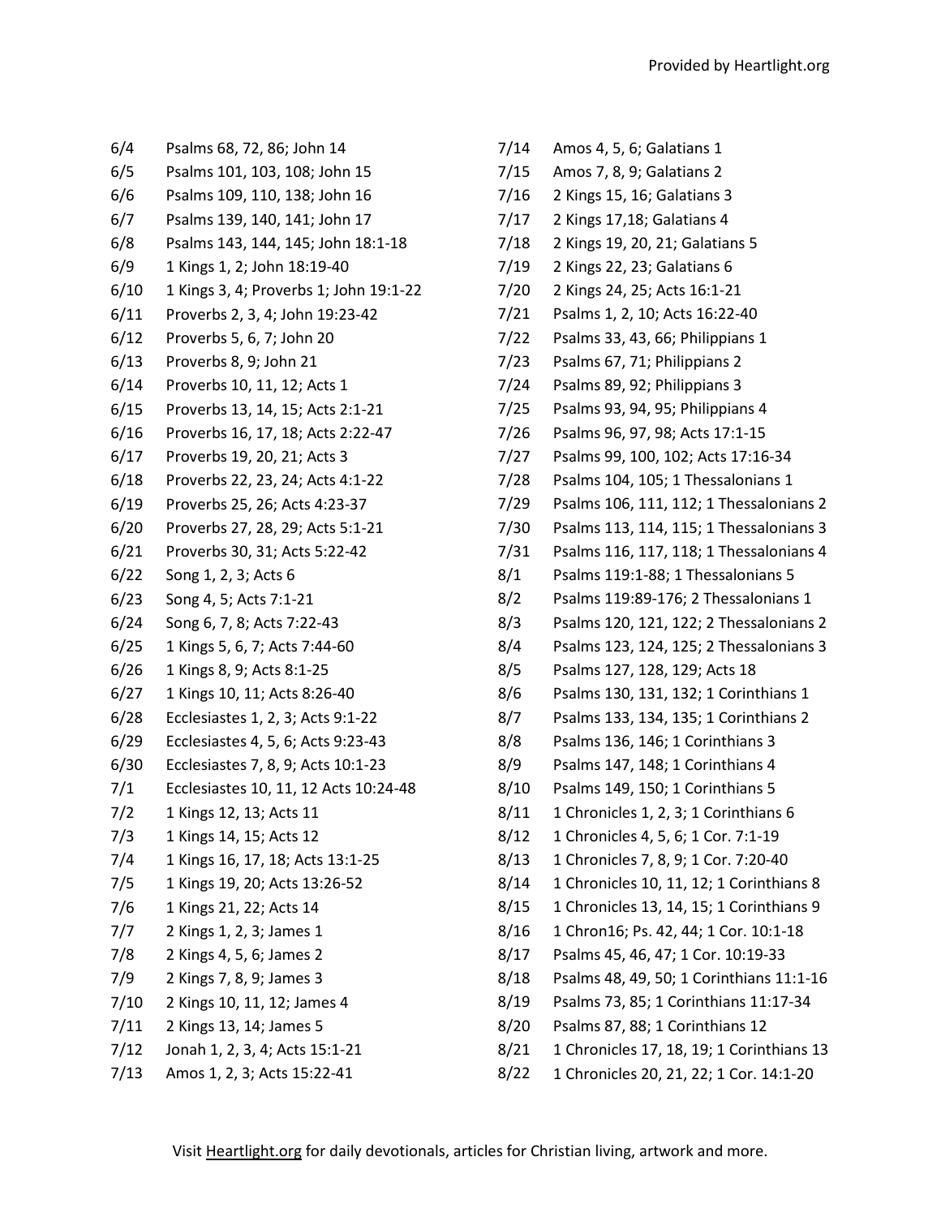| | |
|---|---|
| 6/4 | Psalms 68, 72, 86; John 14 |
| 6/5 | Psalms 101, 103, 108; John 15 |
| 6/6 | Psalms 109, 110, 138; John 16 |
| 6/7 | Psalms 139, 140, 141; John 17 |
| 6/8 | Psalms 143, 144, 145; John 18:1-18 |
| 6/9 | 1 Kings 1, 2; John 18:19-40 |
| 6/10 | 1 Kings 3, 4; Proverbs 1; John 19:1-22 |
| 6/11 | Proverbs 2, 3, 4; John 19:23-42 |
| 6/12 | Proverbs 5, 6, 7; John 20 |
| 6/13 | Proverbs 8, 9; John 21 |
| 6/14 | Proverbs 10, 11, 12; Acts 1 |
| 6/15 | Proverbs 13, 14, 15; Acts 2:1-21 |
| 6/16 | Proverbs 16, 17, 18; Acts 2:22-47 |
| 6/17 | Proverbs 19, 20, 21; Acts 3 |
| 6/18 | Proverbs 22, 23, 24; Acts 4:1-22 |
| 6/19 | Proverbs 25, 26; Acts 4:23-37 |
| 6/20 | Proverbs 27, 28, 29; Acts 5:1-21 |
| 6/21 | Proverbs 30, 31; Acts 5:22-42 |
| 6/22 | Song 1, 2, 3; Acts 6 |
| 6/23 | Song 4, 5; Acts 7:1-21 |
| 6/24 | Song 6, 7, 8; Acts 7:22-43 |
| 6/25 | 1 Kings 5, 6, 7; Acts 7:44-60 |
| 6/26 | 1 Kings 8, 9; Acts 8:1-25 |
| 6/27 | 1 Kings 10, 11; Acts 8:26-40 |
| 6/28 | Ecclesiastes 1, 2, 3; Acts 9:1-22 |
| 6/29 | Ecclesiastes 4, 5, 6; Acts 9:23-43 |
| 6/30 | Ecclesiastes 7, 8, 9; Acts 10:1-23 |
| 7/1 | Ecclesiastes 10, 11, 12 Acts 10:24-48 |
| 7/2 | 1 Kings 12, 13; Acts 11 |
| 7/3 | 1 Kings 14, 15; Acts 12 |
| 7/4 | 1 Kings 16, 17, 18; Acts 13:1-25 |
| 7/5 | 1 Kings 19, 20; Acts 13:26-52 |
| 7/6 | 1 Kings 21, 22; Acts 14 |
| 7/7 | 2 Kings 1, 2, 3; James 1 |
| 7/8 | 2 Kings 4, 5, 6; James 2 |
| 7/9 | 2 Kings 7, 8, 9; James 3 |
| 7/10 | 2 Kings 10, 11, 12; James 4 |
| 7/11 | 2 Kings 13, 14; James 5 |
| 7/12 | Jonah 1, 2, 3, 4; Acts 15:1-21 |
| 7/13 | Amos 1, 2, 3; Acts 15:22-41 |
| 7/14 | Amos 4, 5, 6; Galatians 1 |
| 7/15 | Amos 7, 8, 9; Galatians 2 |
| 7/16 | 2 Kings 15, 16; Galatians 3 |
| 7/17 | 2 Kings 17,18; Galatians 4 |
| 7/18 | 2 Kings 19, 20, 21; Galatians 5 |
| 7/19 | 2 Kings 22, 23; Galatians 6 |
| 7/20 | 2 Kings 24, 25; Acts 16:1-21 |
| 7/21 | Psalms 1, 2, 10; Acts 16:22-40 |
| 7/22 | Psalms 33, 43, 66; Philippians 1 |
| 7/23 | Psalms 67, 71; Philippians 2 |
| 7/24 | Psalms 89, 92; Philippians 3 |
| 7/25 | Psalms 93, 94, 95; Philippians 4 |
| 7/26 | Psalms 96, 97, 98; Acts 17:1-15 |
| 7/27 | Psalms 99, 100, 102; Acts 17:16-34 |
| 7/28 | Psalms 104, 105; 1 Thessalonians 1 |
| 7/29 | Psalms 106, 111, 112; 1 Thessalonians 2 |
| 7/30 | Psalms 113, 114, 115; 1 Thessalonians 3 |
| 7/31 | Psalms 116, 117, 118; 1 Thessalonians 4 |
| 8/1 | Psalms 119:1-88; 1 Thessalonians 5 |
| 8/2 | Psalms 119:89-176; 2 Thessalonians 1 |
| 8/3 | Psalms 120, 121, 122; 2 Thessalonians 2 |
| 8/4 | Psalms 123, 124, 125; 2 Thessalonians 3 |
| 8/5 | Psalms 127, 128, 129; Acts 18 |
| 8/6 | Psalms 130, 131, 132; 1 Corinthians 1 |
| 8/7 | Psalms 133, 134, 135; 1 Corinthians 2 |
| 8/8 | Psalms 136, 146; 1 Corinthians 3 |
| 8/9 | Psalms 147, 148; 1 Corinthians 4 |
| 8/10 | Psalms 149, 150; 1 Corinthians 5 |
| 8/11 | 1 Chronicles 1, 2, 3; 1 Corinthians 6 |
| 8/12 | 1 Chronicles 4, 5, 6; 1 Cor. 7:1-19 |
| 8/13 | 1 Chronicles 7, 8, 9; 1 Cor. 7:20-40 |
| 8/14 | 1 Chronicles 10, 11, 12; 1 Corinthians 8 |
| 8/15 | 1 Chronicles 13, 14, 15; 1 Corinthians 9 |
| 8/16 | 1 Chron16; Ps. 42, 44; 1 Cor. 10:1-18 |
| 8/17 | Psalms 45, 46, 47; 1 Cor. 10:19-33 |
| 8/18 | Psalms 48, 49, 50; 1 Corinthians 11:1-16 |
| 8/19 | Psalms 73, 85; 1 Corinthians 11:17-34 |
| 8/20 | Psalms 87, 88; 1 Corinthians 12 |
| 8/21 | 1 Chronicles 17, 18, 19; 1 Corinthians 13 |
| 8/22 | 1 Chronicles 20, 21, 22; 1 Cor. 14:1-20 |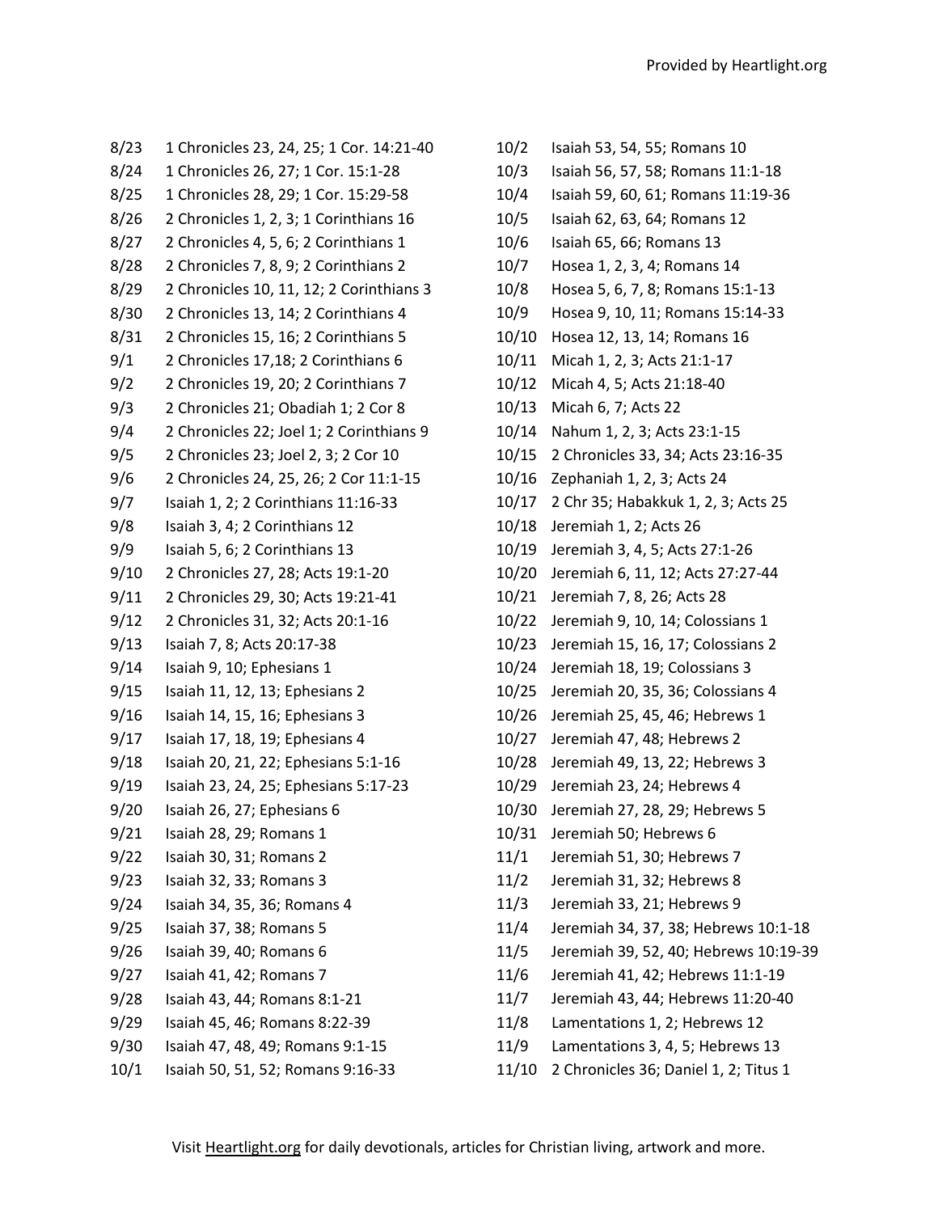| | |
|---|---|
| 8/23 | 1 Chronicles 23, 24, 25; 1 Cor. 14:21-40 |
| 8/24 | 1 Chronicles 26, 27; 1 Cor. 15:1-28 |
| 8/25 | 1 Chronicles 28, 29; 1 Cor. 15:29-58 |
| 8/26 | 2 Chronicles 1, 2, 3; 1 Corinthians 16 |
| 8/27 | 2 Chronicles 4, 5, 6; 2 Corinthians 1 |
| 8/28 | 2 Chronicles 7, 8, 9; 2 Corinthians 2 |
| 8/29 | 2 Chronicles 10, 11, 12; 2 Corinthians 3 |
| 8/30 | 2 Chronicles 13, 14; 2 Corinthians 4 |
| 8/31 | 2 Chronicles 15, 16; 2 Corinthians 5 |
| 9/1 | 2 Chronicles 17,18; 2 Corinthians 6 |
| 9/2 | 2 Chronicles 19, 20; 2 Corinthians 7 |
| 9/3 | 2 Chronicles 21; Obadiah 1; 2 Cor 8 |
| 9/4 | 2 Chronicles 22; Joel 1; 2 Corinthians 9 |
| 9/5 | 2 Chronicles 23; Joel 2, 3; 2 Cor 10 |
| 9/6 | 2 Chronicles 24, 25, 26; 2 Cor 11:1-15 |
| 9/7 | Isaiah 1, 2; 2 Corinthians 11:16-33 |
| 9/8 | Isaiah 3, 4; 2 Corinthians 12 |
| 9/9 | Isaiah 5, 6; 2 Corinthians 13 |
| 9/10 | 2 Chronicles 27, 28; Acts 19:1-20 |
| 9/11 | 2 Chronicles 29, 30; Acts 19:21-41 |
| 9/12 | 2 Chronicles 31, 32; Acts 20:1-16 |
| 9/13 | Isaiah 7, 8; Acts 20:17-38 |
| 9/14 | Isaiah 9, 10; Ephesians 1 |
| 9/15 | Isaiah 11, 12, 13; Ephesians 2 |
| 9/16 | Isaiah 14, 15, 16; Ephesians 3 |
| 9/17 | Isaiah 17, 18, 19; Ephesians 4 |
| 9/18 | Isaiah 20, 21, 22; Ephesians 5:1-16 |
| 9/19 | Isaiah 23, 24, 25; Ephesians 5:17-23 |
| 9/20 | Isaiah 26, 27; Ephesians 6 |
| 9/21 | Isaiah 28, 29; Romans 1 |
| 9/22 | Isaiah 30, 31; Romans 2 |
| 9/23 | Isaiah 32, 33; Romans 3 |
| 9/24 | Isaiah 34, 35, 36; Romans 4 |
| 9/25 | Isaiah 37, 38; Romans 5 |
| 9/26 | Isaiah 39, 40; Romans 6 |
| 9/27 | Isaiah 41, 42; Romans 7 |
| 9/28 | Isaiah 43, 44; Romans 8:1-21 |
| 9/29 | Isaiah 45, 46; Romans 8:22-39 |
| 9/30 | Isaiah 47, 48, 49; Romans 9:1-15 |
| 10/1 | Isaiah 50, 51, 52; Romans 9:16-33 |
| 10/2 | Isaiah 53, 54, 55; Romans 10 |
| 10/3 | Isaiah 56, 57, 58; Romans 11:1-18 |
| 10/4 | Isaiah 59, 60, 61; Romans 11:19-36 |
| 10/5 | Isaiah 62, 63, 64; Romans 12 |
| 10/6 | Isaiah 65, 66; Romans 13 |
| 10/7 | Hosea 1, 2, 3, 4; Romans 14 |
| 10/8 | Hosea 5, 6, 7, 8; Romans 15:1-13 |
| 10/9 | Hosea 9, 10, 11; Romans 15:14-33 |
| 10/10 | Hosea 12, 13, 14; Romans 16 |
| 10/11 | Micah 1, 2, 3; Acts 21:1-17 |
| 10/12 | Micah 4, 5; Acts 21:18-40 |
| 10/13 | Micah 6, 7; Acts 22 |
| 10/14 | Nahum 1, 2, 3; Acts 23:1-15 |
| 10/15 | 2 Chronicles 33, 34; Acts 23:16-35 |
| 10/16 | Zephaniah 1, 2, 3; Acts 24 |
| 10/17 | 2 Chr 35; Habakkuk 1, 2, 3; Acts 25 |
| 10/18 | Jeremiah 1, 2; Acts 26 |
| 10/19 | Jeremiah 3, 4, 5; Acts 27:1-26 |
| 10/20 | Jeremiah 6, 11, 12; Acts 27:27-44 |
| 10/21 | Jeremiah 7, 8, 26; Acts 28 |
| 10/22 | Jeremiah 9, 10, 14; Colossians 1 |
| 10/23 | Jeremiah 15, 16, 17; Colossians 2 |
| 10/24 | Jeremiah 18, 19; Colossians 3 |
| 10/25 | Jeremiah 20, 35, 36; Colossians 4 |
| 10/26 | Jeremiah 25, 45, 46; Hebrews 1 |
| 10/27 | Jeremiah 47, 48; Hebrews 2 |
| 10/28 | Jeremiah 49, 13, 22; Hebrews 3 |
| 10/29 | Jeremiah 23, 24; Hebrews 4 |
| 10/30 | Jeremiah 27, 28, 29; Hebrews 5 |
| 10/31 | Jeremiah 50; Hebrews 6 |
| 11/1 | Jeremiah 51, 30; Hebrews 7 |
| 11/2 | Jeremiah 31, 32; Hebrews 8 |
| 11/3 | Jeremiah 33, 21; Hebrews 9 |
| 11/4 | Jeremiah 34, 37, 38; Hebrews 10:1-18 |
| 11/5 | Jeremiah 39, 52, 40; Hebrews 10:19-39 |
| 11/6 | Jeremiah 41, 42; Hebrews 11:1-19 |
| 11/7 | Jeremiah 43, 44; Hebrews 11:20-40 |
| 11/8 | Lamentations 1, 2; Hebrews 12 |
| 11/9 | Lamentations 3, 4, 5; Hebrews 13 |
| 11/10 | 2 Chronicles 36; Daniel 1, 2; Titus 1 |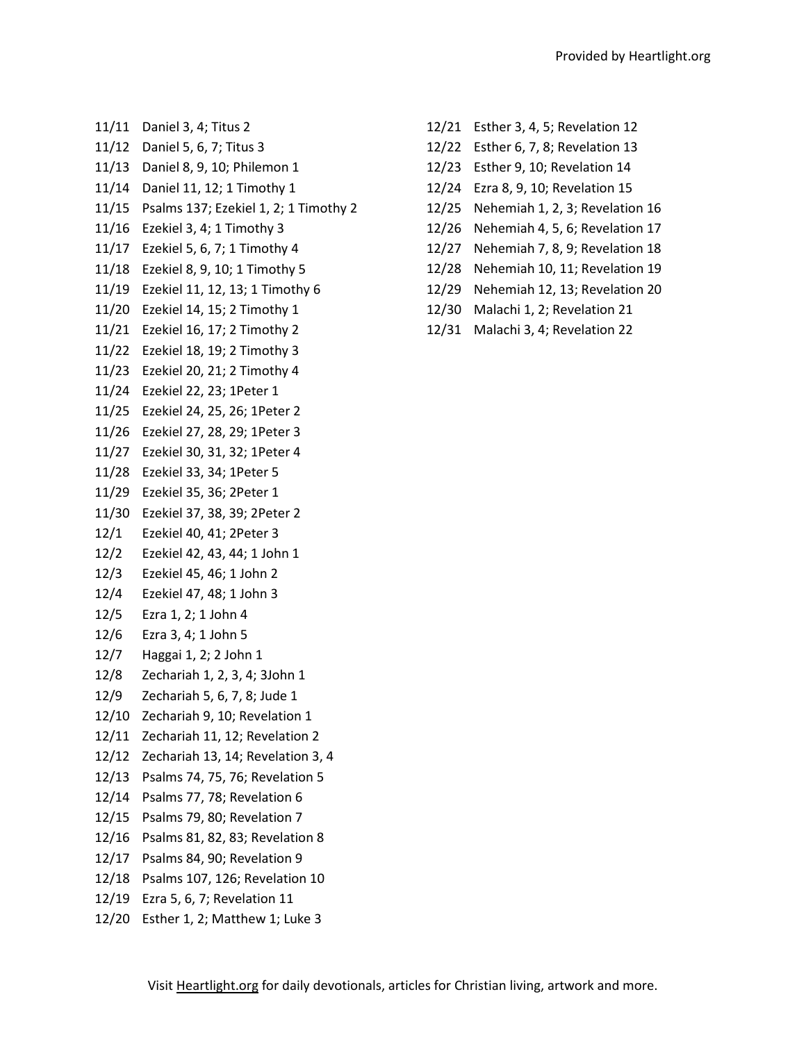11/11 Daniel 3, 4; Titus 2
11/12 Daniel 5, 6, 7; Titus 3
11/13 Daniel 8, 9, 10; Philemon 1
11/14 Daniel 11, 12; 1 Timothy 1
11/15 Psalms 137; Ezekiel 1, 2; 1 Timothy 2
11/16 Ezekiel 3, 4; 1 Timothy 3
11/17 Ezekiel 5, 6, 7; 1 Timothy 4
11/18 Ezekiel 8, 9, 10; 1 Timothy 5
11/19 Ezekiel 11, 12, 13; 1 Timothy 6
11/20 Ezekiel 14, 15; 2 Timothy 1
11/21 Ezekiel 16, 17; 2 Timothy 2
11/22 Ezekiel 18, 19; 2 Timothy 3
11/23 Ezekiel 20, 21; 2 Timothy 4
11/24 Ezekiel 22, 23; 1Peter 1
11/25 Ezekiel 24, 25, 26; 1Peter 2
11/26 Ezekiel 27, 28, 29; 1Peter 3
11/27 Ezekiel 30, 31, 32; 1Peter 4
11/28 Ezekiel 33, 34; 1Peter 5
11/29 Ezekiel 35, 36; 2Peter 1
11/30 Ezekiel 37, 38, 39; 2Peter 2
12/1 Ezekiel 40, 41; 2Peter 3
12/2 Ezekiel 42, 43, 44; 1 John 1
12/3 Ezekiel 45, 46; 1 John 2
12/4 Ezekiel 47, 48; 1 John 3
12/5 Ezra 1, 2; 1 John 4
12/6 Ezra 3, 4; 1 John 5
12/7 Haggai 1, 2; 2 John 1
12/8 Zechariah 1, 2, 3, 4; 3John 1
12/9 Zechariah 5, 6, 7, 8; Jude 1
12/10 Zechariah 9, 10; Revelation 1
12/11 Zechariah 11, 12; Revelation 2
12/12 Zechariah 13, 14; Revelation 3, 4
12/13 Psalms 74, 75, 76; Revelation 5
12/14 Psalms 77, 78; Revelation 6
12/15 Psalms 79, 80; Revelation 7
12/16 Psalms 81, 82, 83; Revelation 8
12/17 Psalms 84, 90; Revelation 9
12/18 Psalms 107, 126; Revelation 10
12/19 Ezra 5, 6, 7; Revelation 11
12/20 Esther 1, 2; Matthew 1; Luke 3
12/21 Esther 3, 4, 5; Revelation 12
12/22 Esther 6, 7, 8; Revelation 13
12/23 Esther 9, 10; Revelation 14
12/24 Ezra 8, 9, 10; Revelation 15
12/25 Nehemiah 1, 2, 3; Revelation 16
12/26 Nehemiah 4, 5, 6; Revelation 17
12/27 Nehemiah 7, 8, 9; Revelation 18
12/28 Nehemiah 10, 11; Revelation 19
12/29 Nehemiah 12, 13; Revelation 20
12/30 Malachi 1, 2; Revelation 21
12/31 Malachi 3, 4; Revelation 22